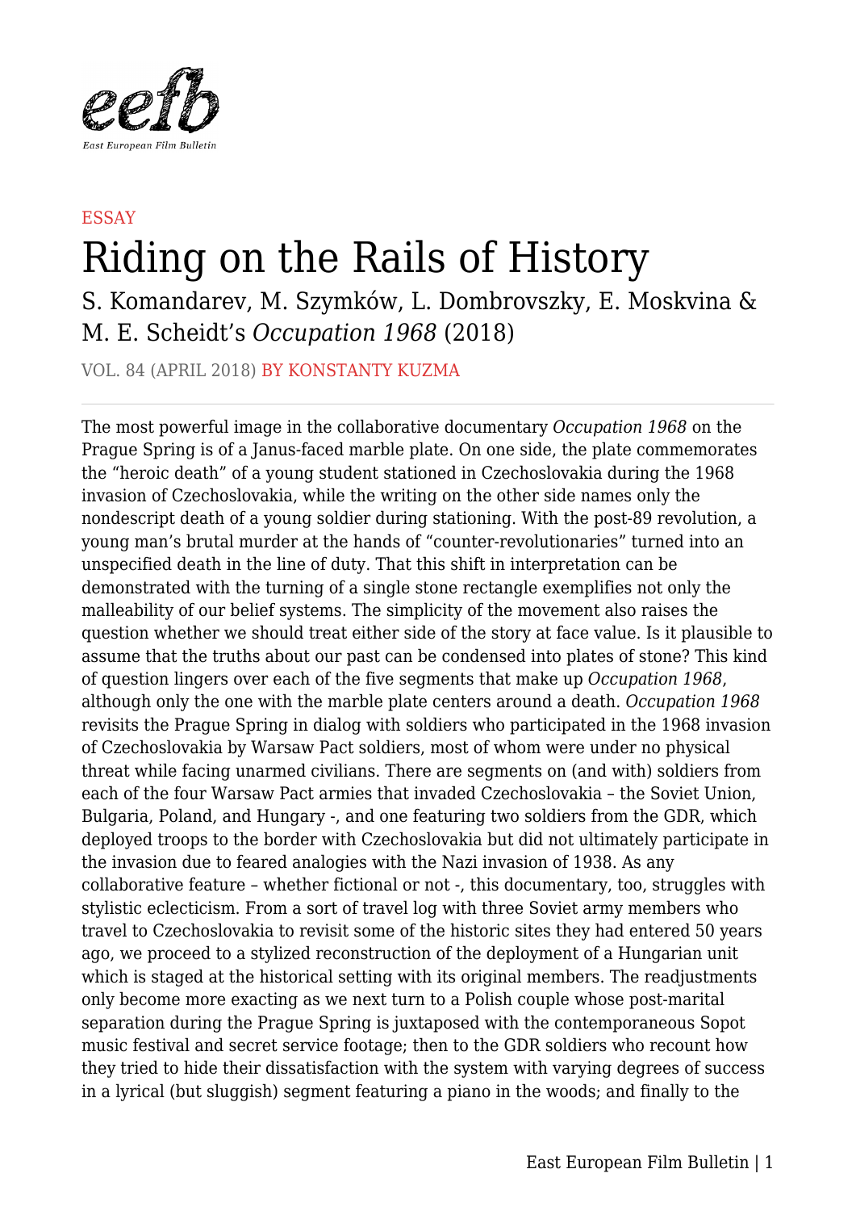ESSAY

# Riding on the Rails of History

## S. Komandarev, M. Szymków, L. Dombrovszky, E. Moskvina & M. E. Scheidt's *Occupation 1968* (2018)

VOL. 84 (APRIL 2018) BY KONSTANTY KUZMA

---

The most powerful image in the collaborative documentary *Occupation 1968* on the Prague Spring is of a Janus-faced marble plate. On one side, the plate commemorates the "heroic death" of a young student stationed in Czechoslovakia during the 1968 invasion of Czechoslovakia, while the writing on the other side names only the nondescript death of a young soldier during stationing. With the post-89 revolution, a young man's brutal murder at the hands of "counter-revolutionaries" turned into an unspecified death in the line of duty. That this shift in interpretation can be demonstrated with the turning of a single stone rectangle exemplifies not only the malleability of our belief systems. The simplicity of the movement also raises the question whether we should treat either side of the story at face value. Is it plausible to assume that the truths about our past can be condensed into plates of stone? This kind of question lingers over each of the five segments that make up *Occupation 1968*, although only the one with the marble plate centers around a death. *Occupation 1968* revisits the Prague Spring in dialog with soldiers who participated in the 1968 invasion of Czechoslovakia by Warsaw Pact soldiers, most of whom were under no physical threat while facing unarmed civilians. There are segments on (and with) soldiers from each of the four Warsaw Pact armies that invaded Czechoslovakia – the Soviet Union, Bulgaria, Poland, and Hungary -, and one featuring two soldiers from the GDR, which deployed troops to the border with Czechoslovakia but did not ultimately participate in the invasion due to feared analogies with the Nazi invasion of 1938. As any collaborative feature – whether fictional or not -, this documentary, too, struggles with stylistic eclecticism. From a sort of travel log with three Soviet army members who travel to Czechoslovakia to revisit some of the historic sites they had entered 50 years ago, we proceed to a stylized reconstruction of the deployment of a Hungarian unit which is staged at the historical setting with its original members. The readjustments only become more exacting as we next turn to a Polish couple whose post-marital separation during the Prague Spring is juxtaposed with the contemporaneous Sopot music festival and secret service footage; then to the GDR soldiers who recount how they tried to hide their dissatisfaction with the system with varying degrees of success in a lyrical (but sluggish) segment featuring a piano in the woods; and finally to the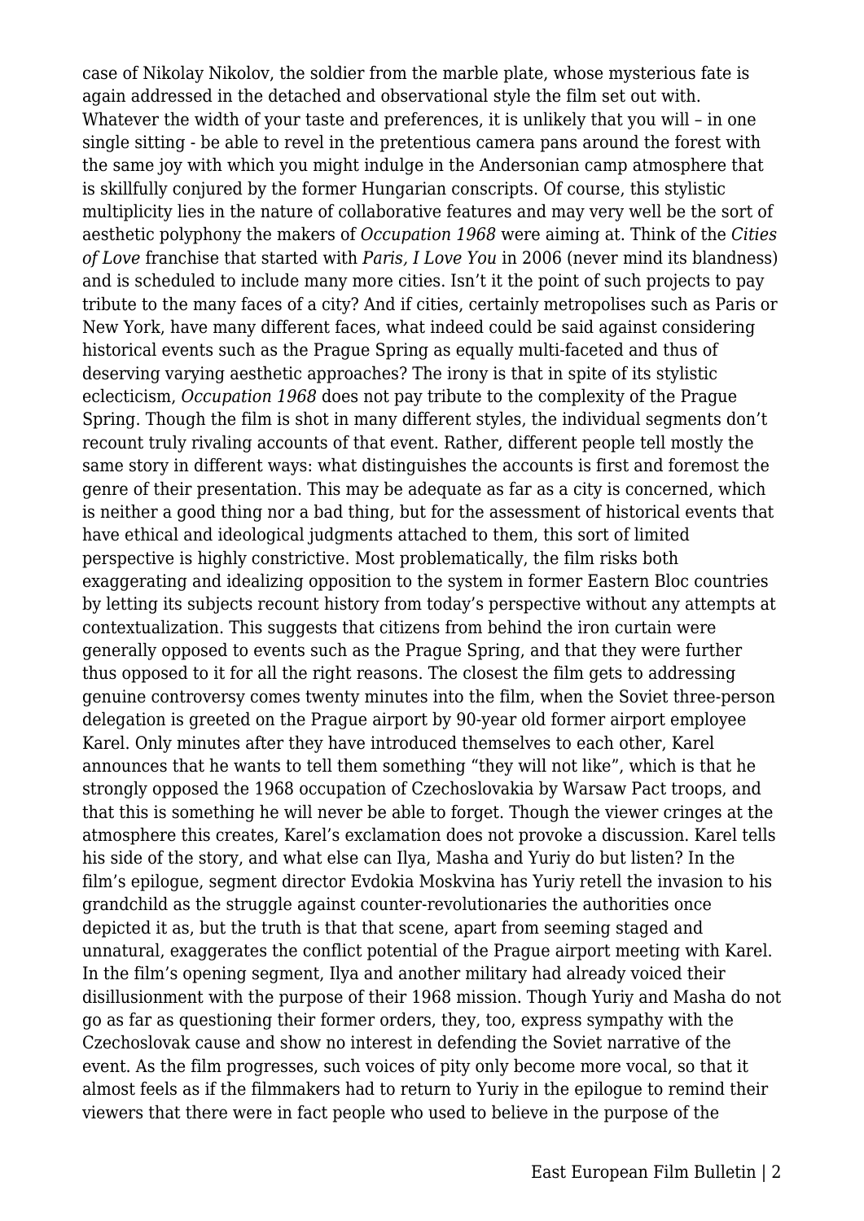case of Nikolay Nikolov, the soldier from the marble plate, whose mysterious fate is again addressed in the detached and observational style the film set out with. Whatever the width of your taste and preferences, it is unlikely that you will – in one single sitting - be able to revel in the pretentious camera pans around the forest with the same joy with which you might indulge in the Andersonian camp atmosphere that is skillfully conjured by the former Hungarian conscripts. Of course, this stylistic multiplicity lies in the nature of collaborative features and may very well be the sort of aesthetic polyphony the makers of *Occupation 1968* were aiming at. Think of the *Cities of Love* franchise that started with *Paris, I Love You* in 2006 (never mind its blandness) and is scheduled to include many more cities. Isn't it the point of such projects to pay tribute to the many faces of a city? And if cities, certainly metropolises such as Paris or New York, have many different faces, what indeed could be said against considering historical events such as the Prague Spring as equally multi-faceted and thus of deserving varying aesthetic approaches? The irony is that in spite of its stylistic eclecticism, *Occupation 1968* does not pay tribute to the complexity of the Prague Spring. Though the film is shot in many different styles, the individual segments don't recount truly rivaling accounts of that event. Rather, different people tell mostly the same story in different ways: what distinguishes the accounts is first and foremost the genre of their presentation. This may be adequate as far as a city is concerned, which is neither a good thing nor a bad thing, but for the assessment of historical events that have ethical and ideological judgments attached to them, this sort of limited perspective is highly constrictive. Most problematically, the film risks both exaggerating and idealizing opposition to the system in former Eastern Bloc countries by letting its subjects recount history from today's perspective without any attempts at contextualization. This suggests that citizens from behind the iron curtain were generally opposed to events such as the Prague Spring, and that they were further thus opposed to it for all the right reasons. The closest the film gets to addressing genuine controversy comes twenty minutes into the film, when the Soviet three-person delegation is greeted on the Prague airport by 90-year old former airport employee Karel. Only minutes after they have introduced themselves to each other, Karel announces that he wants to tell them something "they will not like", which is that he strongly opposed the 1968 occupation of Czechoslovakia by Warsaw Pact troops, and that this is something he will never be able to forget. Though the viewer cringes at the atmosphere this creates, Karel's exclamation does not provoke a discussion. Karel tells his side of the story, and what else can Ilya, Masha and Yuriy do but listen? In the film's epilogue, segment director Evdokia Moskvina has Yuriy retell the invasion to his grandchild as the struggle against counter-revolutionaries the authorities once depicted it as, but the truth is that that scene, apart from seeming staged and unnatural, exaggerates the conflict potential of the Prague airport meeting with Karel. In the film's opening segment, Ilya and another military had already voiced their disillusionment with the purpose of their 1968 mission. Though Yuriy and Masha do not go as far as questioning their former orders, they, too, express sympathy with the Czechoslovak cause and show no interest in defending the Soviet narrative of the event. As the film progresses, such voices of pity only become more vocal, so that it almost feels as if the filmmakers had to return to Yuriy in the epilogue to remind their viewers that there were in fact people who used to believe in the purpose of the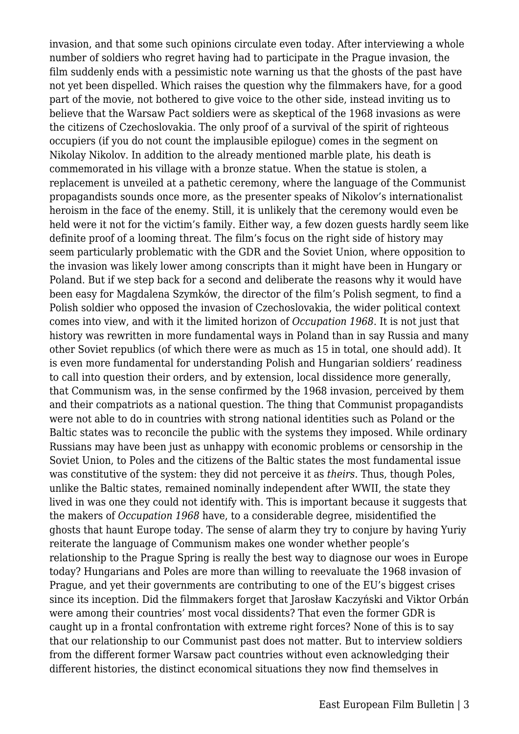invasion, and that some such opinions circulate even today. After interviewing a whole number of soldiers who regret having had to participate in the Prague invasion, the film suddenly ends with a pessimistic note warning us that the ghosts of the past have not yet been dispelled. Which raises the question why the filmmakers have, for a good part of the movie, not bothered to give voice to the other side, instead inviting us to believe that the Warsaw Pact soldiers were as skeptical of the 1968 invasions as were the citizens of Czechoslovakia. The only proof of a survival of the spirit of righteous occupiers (if you do not count the implausible epilogue) comes in the segment on Nikolay Nikolov. In addition to the already mentioned marble plate, his death is commemorated in his village with a bronze statue. When the statue is stolen, a replacement is unveiled at a pathetic ceremony, where the language of the Communist propagandists sounds once more, as the presenter speaks of Nikolov's internationalist heroism in the face of the enemy. Still, it is unlikely that the ceremony would even be held were it not for the victim's family. Either way, a few dozen guests hardly seem like definite proof of a looming threat. The film's focus on the right side of history may seem particularly problematic with the GDR and the Soviet Union, where opposition to the invasion was likely lower among conscripts than it might have been in Hungary or Poland. But if we step back for a second and deliberate the reasons why it would have been easy for Magdalena Szymków, the director of the film's Polish segment, to find a Polish soldier who opposed the invasion of Czechoslovakia, the wider political context comes into view, and with it the limited horizon of *Occupation 1968*. It is not just that history was rewritten in more fundamental ways in Poland than in say Russia and many other Soviet republics (of which there were as much as 15 in total, one should add). It is even more fundamental for understanding Polish and Hungarian soldiers' readiness to call into question their orders, and by extension, local dissidence more generally, that Communism was, in the sense confirmed by the 1968 invasion, perceived by them and their compatriots as a national question. The thing that Communist propagandists were not able to do in countries with strong national identities such as Poland or the Baltic states was to reconcile the public with the systems they imposed. While ordinary Russians may have been just as unhappy with economic problems or censorship in the Soviet Union, to Poles and the citizens of the Baltic states the most fundamental issue was constitutive of the system: they did not perceive it as *theirs*. Thus, though Poles, unlike the Baltic states, remained nominally independent after WWII, the state they lived in was one they could not identify with. This is important because it suggests that the makers of *Occupation 1968* have, to a considerable degree, misidentified the ghosts that haunt Europe today. The sense of alarm they try to conjure by having Yuriy reiterate the language of Communism makes one wonder whether people's relationship to the Prague Spring is really the best way to diagnose our woes in Europe today? Hungarians and Poles are more than willing to reevaluate the 1968 invasion of Prague, and yet their governments are contributing to one of the EU's biggest crises since its inception. Did the filmmakers forget that Jarosław Kaczyński and Viktor Orbán were among their countries' most vocal dissidents? That even the former GDR is caught up in a frontal confrontation with extreme right forces? None of this is to say that our relationship to our Communist past does not matter. But to interview soldiers from the different former Warsaw pact countries without even acknowledging their different histories, the distinct economical situations they now find themselves in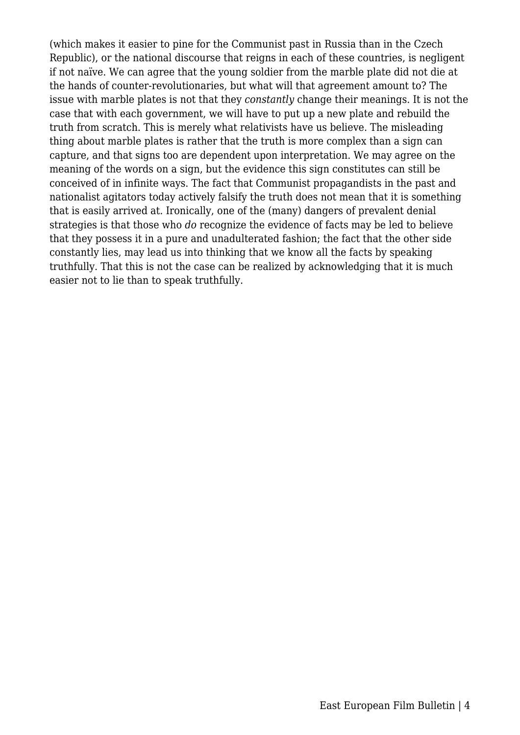(which makes it easier to pine for the Communist past in Russia than in the Czech Republic), or the national discourse that reigns in each of these countries, is negligent if not naïve. We can agree that the young soldier from the marble plate did not die at the hands of counter-revolutionaries, but what will that agreement amount to? The issue with marble plates is not that they *constantly* change their meanings. It is not the case that with each government, we will have to put up a new plate and rebuild the truth from scratch. This is merely what relativists have us believe. The misleading thing about marble plates is rather that the truth is more complex than a sign can capture, and that signs too are dependent upon interpretation. We may agree on the meaning of the words on a sign, but the evidence this sign constitutes can still be conceived of in infinite ways. The fact that Communist propagandists in the past and nationalist agitators today actively falsify the truth does not mean that it is something that is easily arrived at. Ironically, one of the (many) dangers of prevalent denial strategies is that those who *do* recognize the evidence of facts may be led to believe that they possess it in a pure and unadulterated fashion; the fact that the other side constantly lies, may lead us into thinking that we know all the facts by speaking truthfully. That this is not the case can be realized by acknowledging that it is much easier not to lie than to speak truthfully.